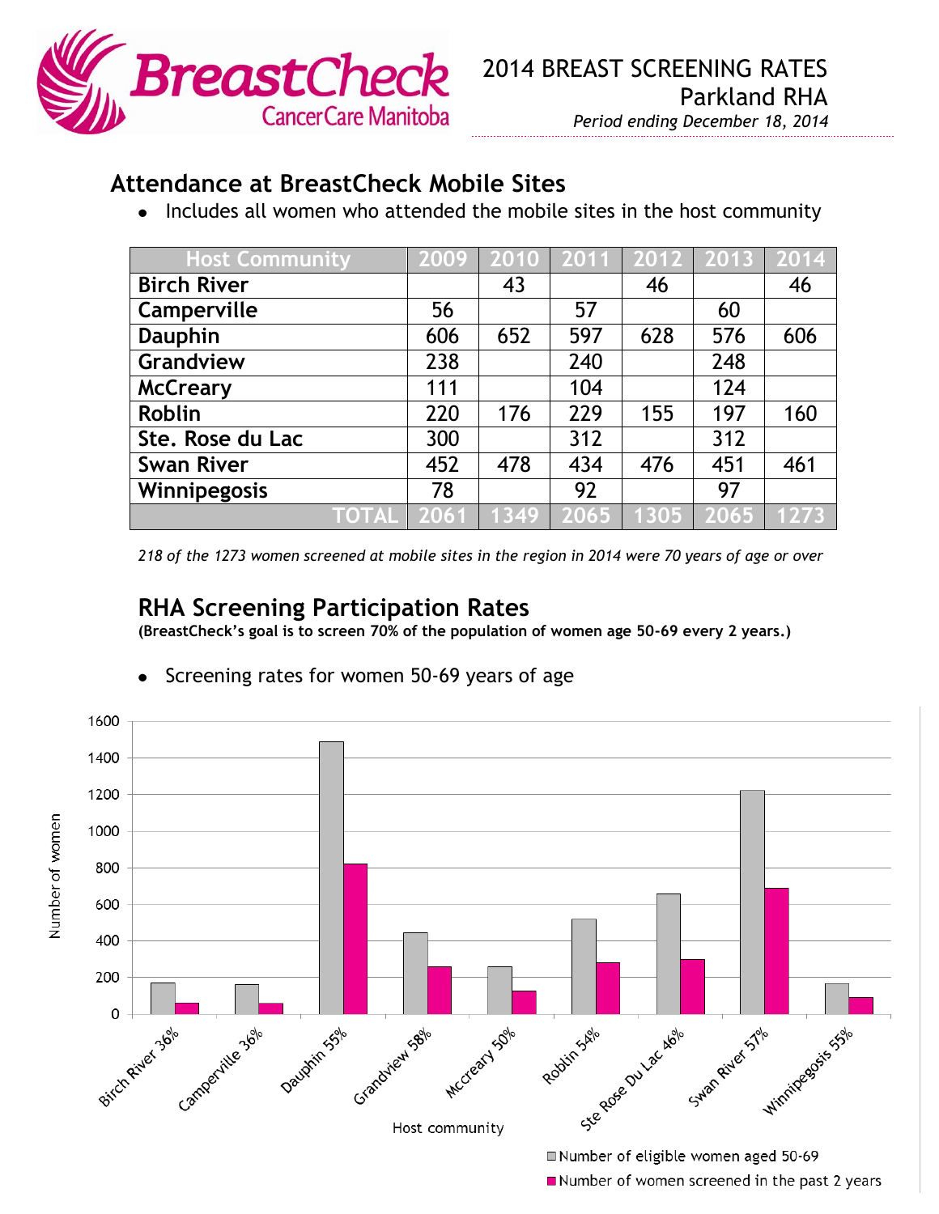BreastCheck CancerCare Manitoba

# 2014 BREAST SCREENING RATES
## Parkland RHA

*Period ending December 18, 2014*

## Attendance at BreastCheck Mobile Sites

- Includes all women who attended the mobile sites in the host community

| Host Community | 2009 | 2010 | 2011 | 2012 | 2013 | 2014 |
|---|---|---|---|---|---|---|
| Birch River | | 43 | | 46 | | 46 |
| Camperville | 56 | | 57 | | 60 | |
| Dauphin | 606 | 652 | 597 | 628 | 576 | 606 |
| Grandview | 238 | | 240 | | 248 | |
| McCreary | 111 | | 104 | | 124 | |
| Roblin | 220 | 176 | 229 | 155 | 197 | 160 |
| Ste. Rose du Lac | 300 | | 312 | | 312 | |
| Swan River | 452 | 478 | 434 | 476 | 451 | 461 |
| Winnipegosis | 78 | | 92 | | 97 | |
| TOTAL | 2061 | 1349 | 2065 | 1305 | 2065 | 1273 |

*218 of the 1273 women screened at mobile sites in the region in 2014 were 70 years of age or over*

## RHA Screening Participation Rates

**(BreastCheck's goal is to screen 70% of the population of women age 50-69 every 2 years.)**

- Screening rates for women 50-69 years of age

Number of women (y-axis); Host community (x-axis): Birch River 36%, Camperville 36%, Dauphin 55%, Grandview 58%, Mccreary 50%, Roblin 54%, Ste Rose Du Lac 46%, Swan River 57%, Winnipegosis 55%

Legend: Number of eligible women aged 50-69; Number of women screened in the past 2 years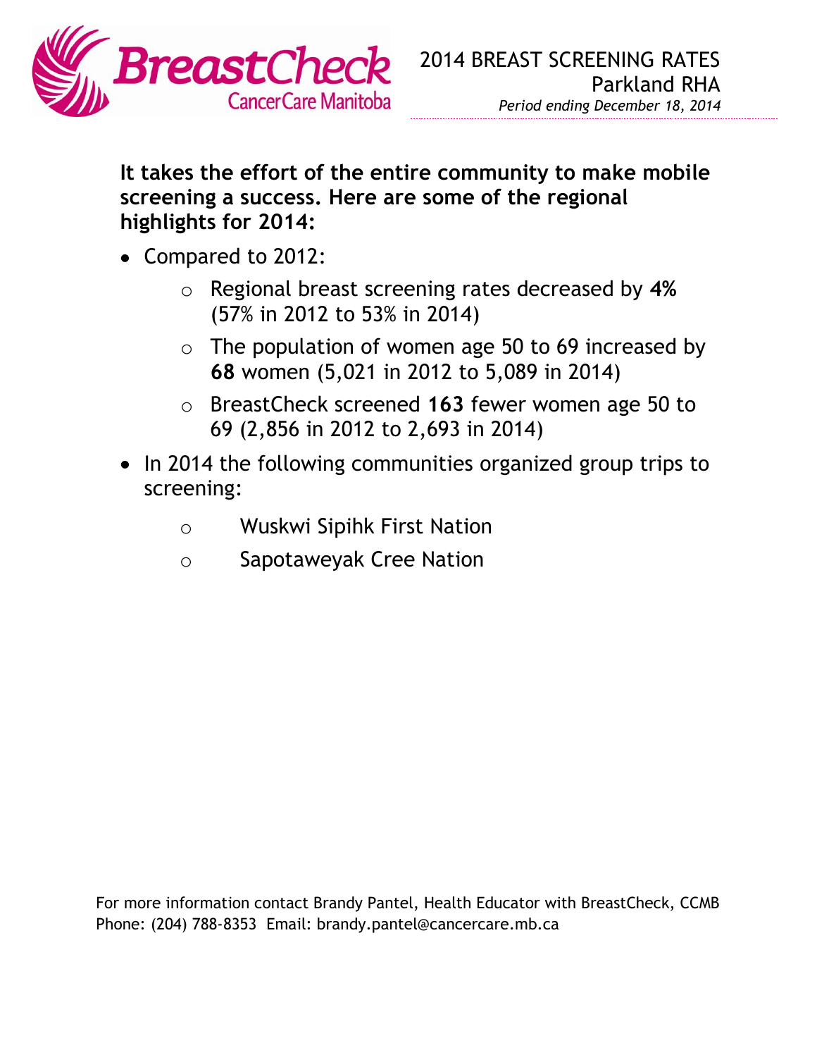BreastCheck
CancerCare Manitoba

2014 BREAST SCREENING RATES
Parkland RHA
*Period ending December 18, 2014*

**It takes the effort of the entire community to make mobile screening a success. Here are some of the regional highlights for 2014:**

- Compared to 2012:
  - Regional breast screening rates decreased by **4%** (57% in 2012 to 53% in 2014)
  - The population of women age 50 to 69 increased by **68** women (5,021 in 2012 to 5,089 in 2014)
  - BreastCheck screened **163** fewer women age 50 to 69 (2,856 in 2012 to 2,693 in 2014)
- In 2014 the following communities organized group trips to screening:
  - Wuskwi Sipihk First Nation
  - Sapotaweyak Cree Nation

For more information contact Brandy Pantel, Health Educator with BreastCheck, CCMB
Phone: (204) 788-8353 Email: brandy.pantel@cancercare.mb.ca